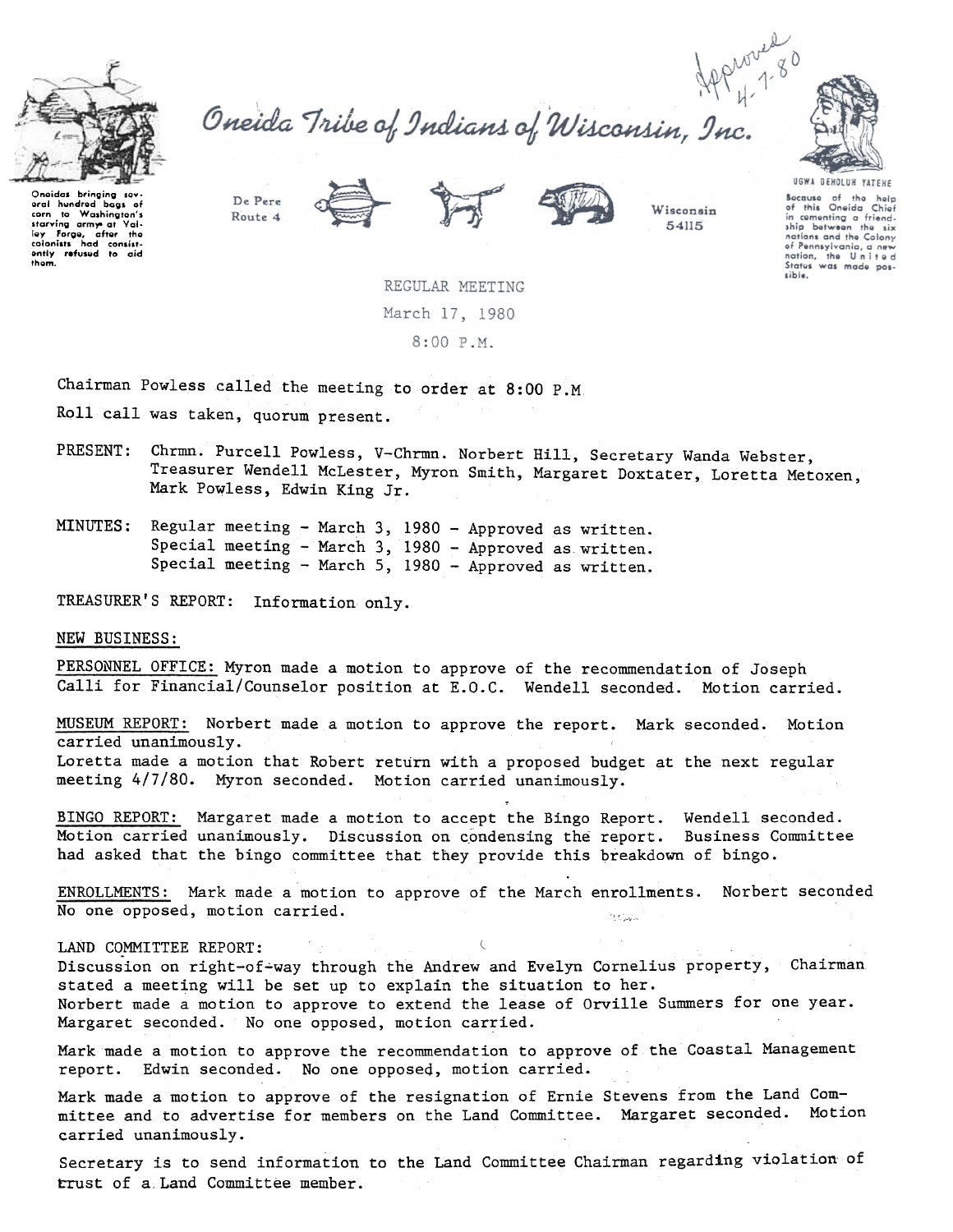Approved 4-7-80

# Oneida Tribe of Indians of Wisconsin, Inc.

Oneidas bringing several hundred bags of corn to Washington's starving army at Valley Forge, after the colonists had consistently refused to aid them.

De Pere Route 4

Wisconsin 54115

UGWA DEHOLUH YATEHE

Because of the help of this Oneida Chief in cementing a friendship between the six nations and the Colony of Pennsylvania, a new nation, the United States was made possible.

REGULAR MEETING
March 17, 1980
8:00 P.M.

Chairman Powless called the meeting to order at 8:00 P.M.

Roll call was taken, quorum present.

PRESENT: Chrmn. Purcell Powless, V-Chrmn. Norbert Hill, Secretary Wanda Webster, Treasurer Wendell McLester, Myron Smith, Margaret Doxtater, Loretta Metoxen, Mark Powless, Edwin King Jr.

MINUTES: Regular meeting - March 3, 1980 - Approved as written.
Special meeting - March 3, 1980 - Approved as written.
Special meeting - March 5, 1980 - Approved as written.

TREASURER'S REPORT: Information only.

NEW BUSINESS:

PERSONNEL OFFICE: Myron made a motion to approve of the recommendation of Joseph Calli for Financial/Counselor position at E.O.C. Wendell seconded. Motion carried.

MUSEUM REPORT: Norbert made a motion to approve the report. Mark seconded. Motion carried unanimously.
Loretta made a motion that Robert return with a proposed budget at the next regular meeting 4/7/80. Myron seconded. Motion carried unanimously.

BINGO REPORT: Margaret made a motion to accept the Bingo Report. Wendell seconded. Motion carried unanimously. Discussion on condensing the report. Business Committee had asked that the bingo committee that they provide this breakdown of bingo.

ENROLLMENTS: Mark made a motion to approve of the March enrollments. Norbert seconded No one opposed, motion carried.

LAND COMMITTEE REPORT:
Discussion on right-of-way through the Andrew and Evelyn Cornelius property, Chairman stated a meeting will be set up to explain the situation to her.
Norbert made a motion to approve to extend the lease of Orville Summers for one year. Margaret seconded. No one opposed, motion carried.

Mark made a motion to approve the recommendation to approve of the Coastal Management report. Edwin seconded. No one opposed, motion carried.

Mark made a motion to approve of the resignation of Ernie Stevens from the Land Committee and to advertise for members on the Land Committee. Margaret seconded. Motion carried unanimously.

Secretary is to send information to the Land Committee Chairman regarding violation of trust of a Land Committee member.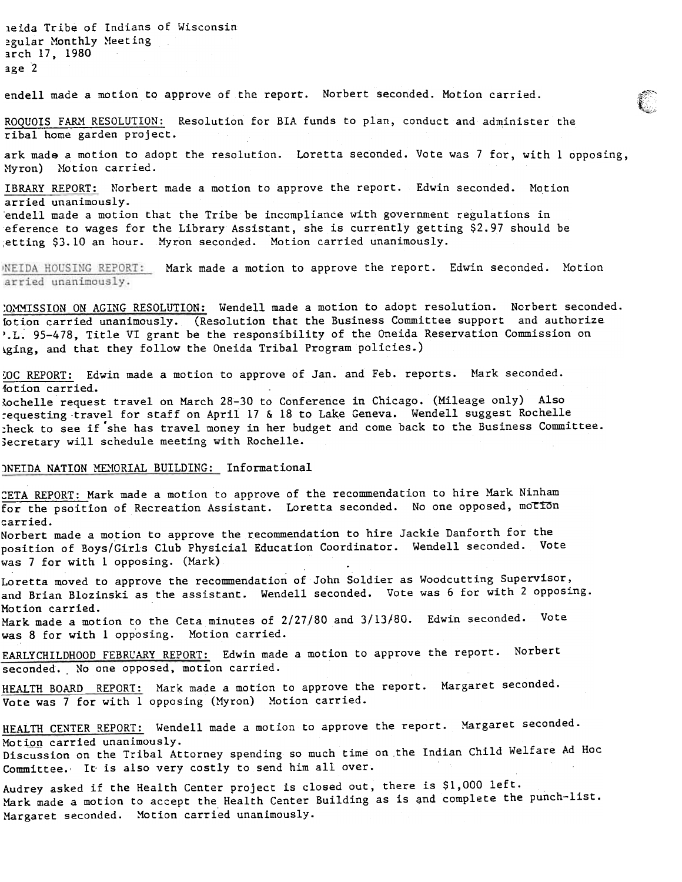endell made a motion to approve of the report. Norbert seconded. Motion carried.

ROQUOIS FARM RESOLUTION: Resolution for BIA funds to plan, conduct and administer the ribal home garden project.

ark made a motion to adopt the resolution. Loretta seconded. Vote was 7 for, with 1 opposing, Myron) Motion carried.

IBRARY REPORT: Norbert made a motion to approve the report. Edwin seconded. Motion arried unanimously.
endell made a motion that the Tribe be incompliance with government regulations in eference to wages for the Library Assistant, she is currently getting $2.97 should be etting $3.10 an hour. Myron seconded. Motion carried unanimously.

NEIDA HOUSING REPORT: Mark made a motion to approve the report. Edwin seconded. Motion arried unanimously.

OMMISSION ON AGING RESOLUTION: Wendell made a motion to adopt resolution. Norbert seconded. lotion carried unanimously. (Resolution that the Business Committee support and authorize .L. 95-478, Title VI grant be the responsibility of the Oneida Reservation Commission on ging, and that they follow the Oneida Tribal Program policies.)

OC REPORT: Edwin made a motion to approve of Jan. and Feb. reports. Mark seconded. lotion carried.
Rochelle request travel on March 28-30 to Conference in Chicago. (Mileage only) Also requesting travel for staff on April 17 & 18 to Lake Geneva. Wendell suggest Rochelle check to see if she has travel money in her budget and come back to the Business Committee. Secretary will schedule meeting with Rochelle.

ONEIDA NATION MEMORIAL BUILDING: Informational

CETA REPORT: Mark made a motion to approve of the recommendation to hire Mark Ninham for the psoition of Recreation Assistant. Loretta seconded. No one opposed, motion carried.
Norbert made a motion to approve the recommendation to hire Jackie Danforth for the position of Boys/Girls Club Physicial Education Coordinator. Wendell seconded. Vote was 7 for with 1 opposing. (Mark)

Loretta moved to approve the recommendation of John Soldier as Woodcutting Supervisor, and Brian Blozinski as the assistant. Wendell seconded. Vote was 6 for with 2 opposing. Motion carried.
Mark made a motion to the Ceta minutes of 2/27/80 and 3/13/80. Edwin seconded. Vote was 8 for with 1 opposing. Motion carried.

EARLYCHILDHOOD FEBRUARY REPORT: Edwin made a motion to approve the report. Norbert seconded. No one opposed, motion carried.

HEALTH BOARD REPORT: Mark made a motion to approve the report. Margaret seconded. Vote was 7 for with 1 opposing (Myron) Motion carried.

HEALTH CENTER REPORT: Wendell made a motion to approve the report. Margaret seconded. Motion carried unanimously.
Discussion on the Tribal Attorney spending so much time on the Indian Child Welfare Ad Hoc Committee. It is also very costly to send him all over.

Audrey asked if the Health Center project is closed out, there is $1,000 left.
Mark made a motion to accept the Health Center Building as is and complete the punch-list. Margaret seconded. Motion carried unanimously.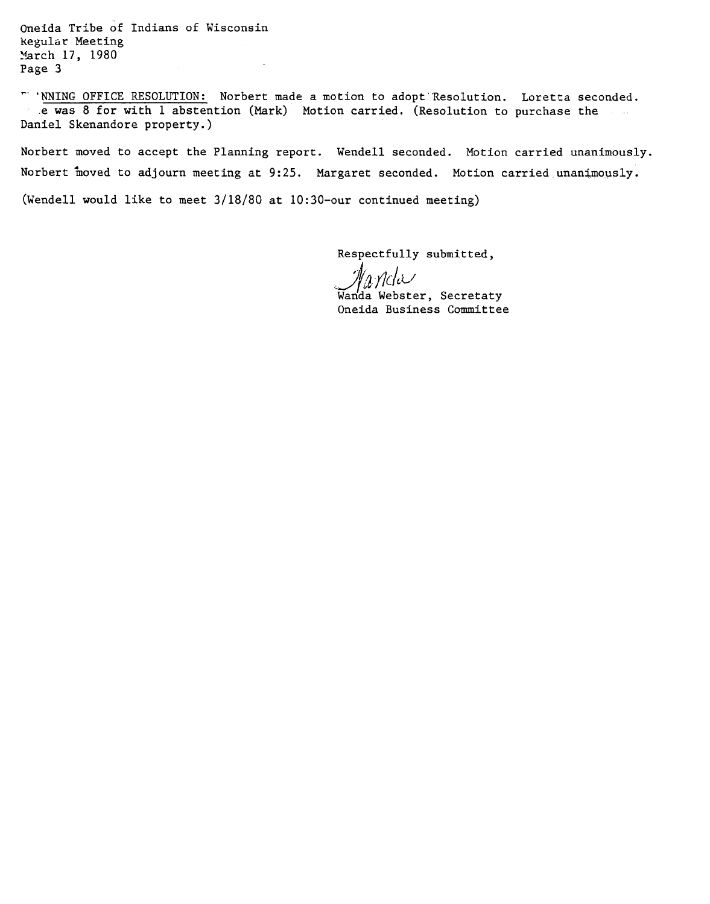Oneida Tribe of Indians of Wisconsin
Regular Meeting
March 17, 1980

PLANNING OFFICE RESOLUTION: Norbert made a motion to adopt Resolution. Loretta seconded. Vote was 8 for with 1 abstention (Mark) Motion carried. (Resolution to purchase the Daniel Skenandore property.)

Norbert moved to accept the Planning report. Wendell seconded. Motion carried unanimously.

Norbert moved to adjourn meeting at 9:25. Margaret seconded. Motion carried unanimously.

(Wendell would like to meet 3/18/80 at 10:30-our continued meeting)

Respectfully submitted,

Wanda

Wanda Webster, Secretaty
Oneida Business Committee